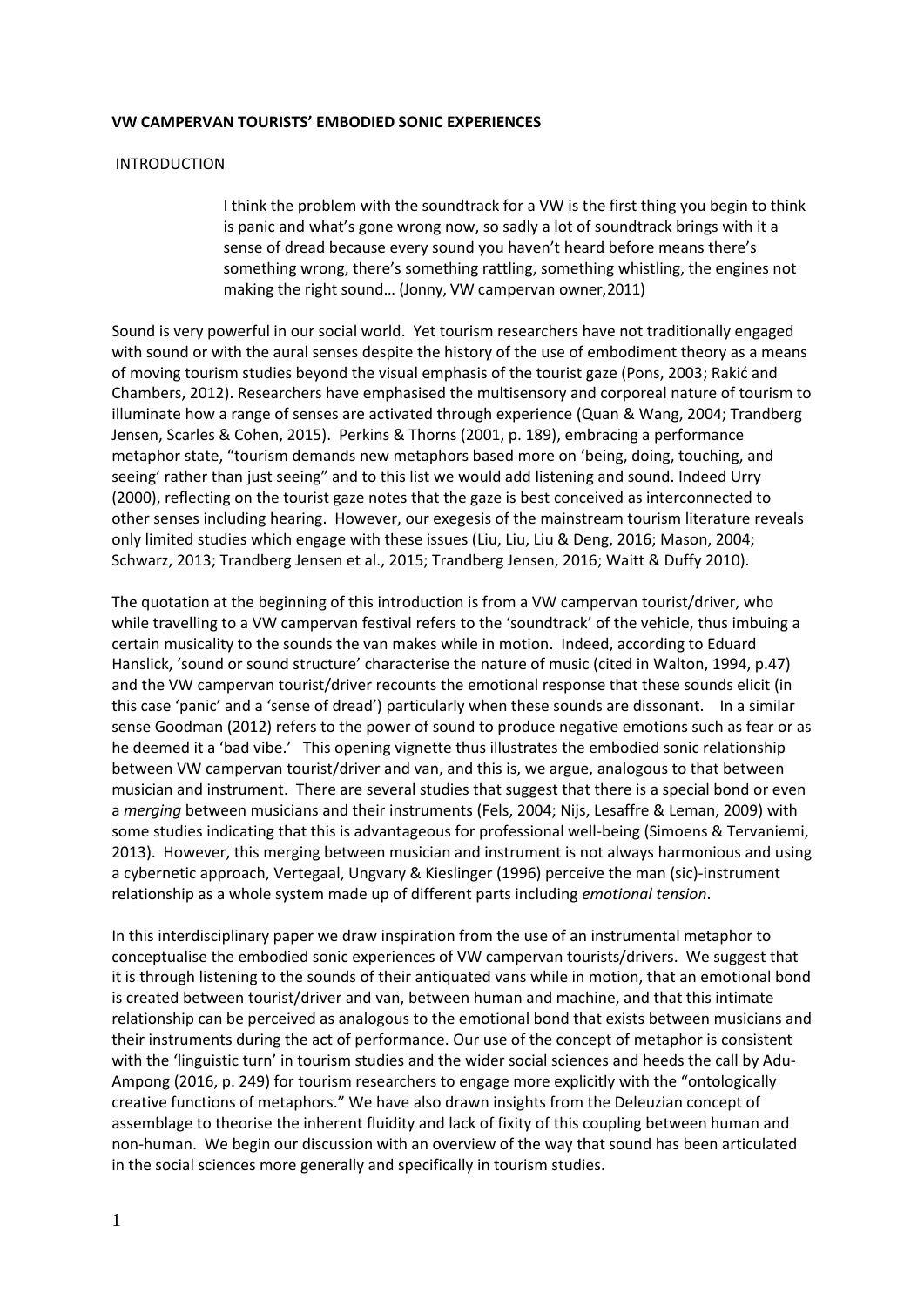**VW CAMPERVAN TOURISTS' EMBODIED SONIC EXPERIENCES**

INTRODUCTION

> I think the problem with the soundtrack for a VW is the first thing you begin to think is panic and what's gone wrong now, so sadly a lot of soundtrack brings with it a sense of dread because every sound you haven't heard before means there's something wrong, there's something rattling, something whistling, the engines not making the right sound… (Jonny, VW campervan owner,2011)

Sound is very powerful in our social world. Yet tourism researchers have not traditionally engaged with sound or with the aural senses despite the history of the use of embodiment theory as a means of moving tourism studies beyond the visual emphasis of the tourist gaze (Pons, 2003; Rakić and Chambers, 2012). Researchers have emphasised the multisensory and corporeal nature of tourism to illuminate how a range of senses are activated through experience (Quan & Wang, 2004; Trandberg Jensen, Scarles & Cohen, 2015). Perkins & Thorns (2001, p. 189), embracing a performance metaphor state, "tourism demands new metaphors based more on 'being, doing, touching, and seeing' rather than just seeing" and to this list we would add listening and sound. Indeed Urry (2000), reflecting on the tourist gaze notes that the gaze is best conceived as interconnected to other senses including hearing. However, our exegesis of the mainstream tourism literature reveals only limited studies which engage with these issues (Liu, Liu, Liu & Deng, 2016; Mason, 2004; Schwarz, 2013; Trandberg Jensen et al., 2015; Trandberg Jensen, 2016; Waitt & Duffy 2010).

The quotation at the beginning of this introduction is from a VW campervan tourist/driver, who while travelling to a VW campervan festival refers to the 'soundtrack' of the vehicle, thus imbuing a certain musicality to the sounds the van makes while in motion. Indeed, according to Eduard Hanslick, 'sound or sound structure' characterise the nature of music (cited in Walton, 1994, p.47) and the VW campervan tourist/driver recounts the emotional response that these sounds elicit (in this case 'panic' and a 'sense of dread') particularly when these sounds are dissonant. In a similar sense Goodman (2012) refers to the power of sound to produce negative emotions such as fear or as he deemed it a 'bad vibe.' This opening vignette thus illustrates the embodied sonic relationship between VW campervan tourist/driver and van, and this is, we argue, analogous to that between musician and instrument. There are several studies that suggest that there is a special bond or even a *merging* between musicians and their instruments (Fels, 2004; Nijs, Lesaffre & Leman, 2009) with some studies indicating that this is advantageous for professional well-being (Simoens & Tervaniemi, 2013). However, this merging between musician and instrument is not always harmonious and using a cybernetic approach, Vertegaal, Ungvary & Kieslinger (1996) perceive the man (sic)-instrument relationship as a whole system made up of different parts including *emotional tension*.

In this interdisciplinary paper we draw inspiration from the use of an instrumental metaphor to conceptualise the embodied sonic experiences of VW campervan tourists/drivers. We suggest that it is through listening to the sounds of their antiquated vans while in motion, that an emotional bond is created between tourist/driver and van, between human and machine, and that this intimate relationship can be perceived as analogous to the emotional bond that exists between musicians and their instruments during the act of performance. Our use of the concept of metaphor is consistent with the 'linguistic turn' in tourism studies and the wider social sciences and heeds the call by Adu-Ampong (2016, p. 249) for tourism researchers to engage more explicitly with the "ontologically creative functions of metaphors." We have also drawn insights from the Deleuzian concept of assemblage to theorise the inherent fluidity and lack of fixity of this coupling between human and non-human. We begin our discussion with an overview of the way that sound has been articulated in the social sciences more generally and specifically in tourism studies.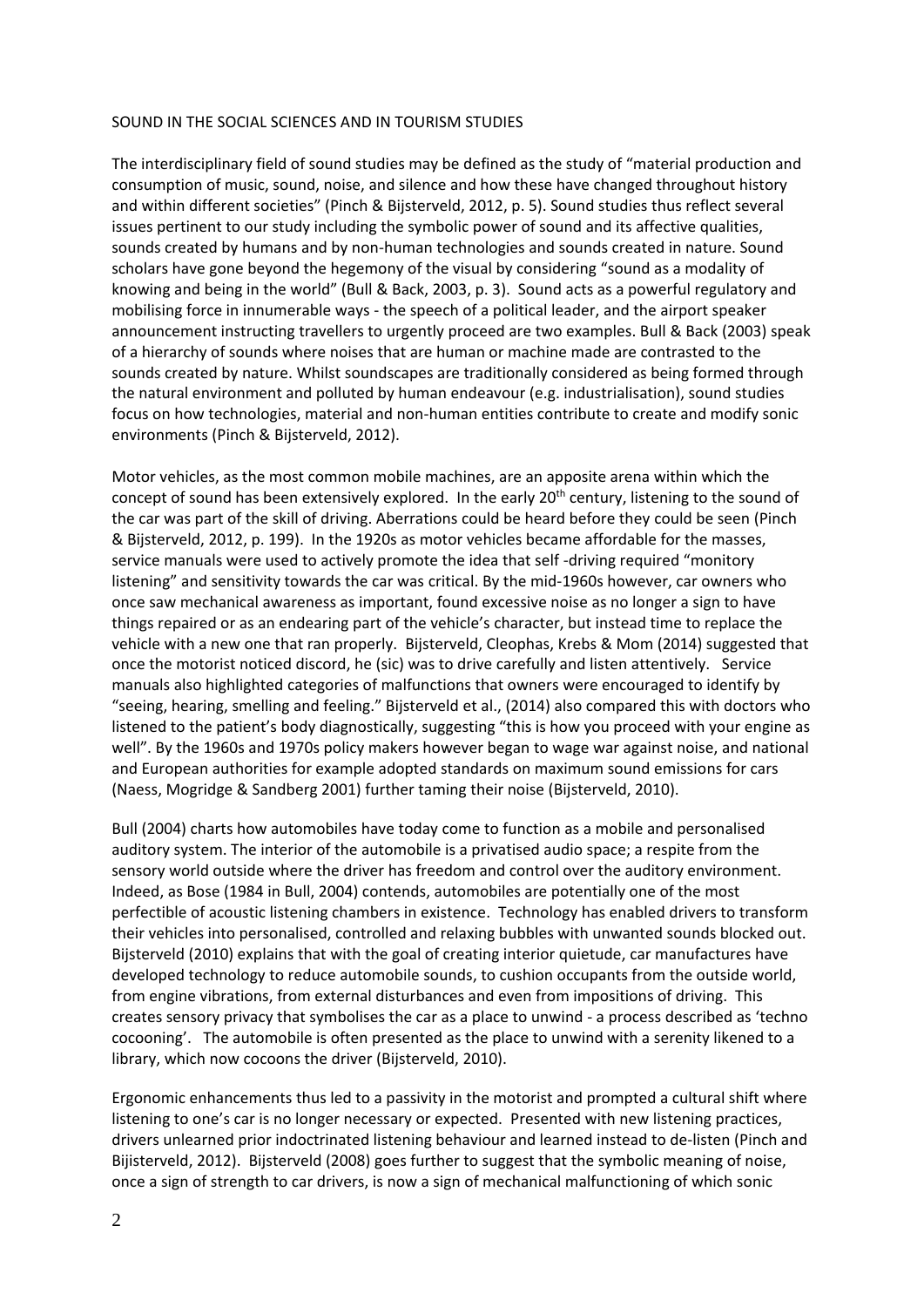## SOUND IN THE SOCIAL SCIENCES AND IN TOURISM STUDIES

The interdisciplinary field of sound studies may be defined as the study of "material production and consumption of music, sound, noise, and silence and how these have changed throughout history and within different societies" (Pinch & Bijsterveld, 2012, p. 5). Sound studies thus reflect several issues pertinent to our study including the symbolic power of sound and its affective qualities, sounds created by humans and by non-human technologies and sounds created in nature. Sound scholars have gone beyond the hegemony of the visual by considering "sound as a modality of knowing and being in the world" (Bull & Back, 2003, p. 3). Sound acts as a powerful regulatory and mobilising force in innumerable ways - the speech of a political leader, and the airport speaker announcement instructing travellers to urgently proceed are two examples. Bull & Back (2003) speak of a hierarchy of sounds where noises that are human or machine made are contrasted to the sounds created by nature. Whilst soundscapes are traditionally considered as being formed through the natural environment and polluted by human endeavour (e.g. industrialisation), sound studies focus on how technologies, material and non-human entities contribute to create and modify sonic environments (Pinch & Bijsterveld, 2012).

Motor vehicles, as the most common mobile machines, are an apposite arena within which the concept of sound has been extensively explored. In the early 20th century, listening to the sound of the car was part of the skill of driving. Aberrations could be heard before they could be seen (Pinch & Bijsterveld, 2012, p. 199). In the 1920s as motor vehicles became affordable for the masses, service manuals were used to actively promote the idea that self -driving required "monitory listening" and sensitivity towards the car was critical. By the mid-1960s however, car owners who once saw mechanical awareness as important, found excessive noise as no longer a sign to have things repaired or as an endearing part of the vehicle's character, but instead time to replace the vehicle with a new one that ran properly. Bijsterveld, Cleophas, Krebs & Mom (2014) suggested that once the motorist noticed discord, he (sic) was to drive carefully and listen attentively. Service manuals also highlighted categories of malfunctions that owners were encouraged to identify by "seeing, hearing, smelling and feeling." Bijsterveld et al., (2014) also compared this with doctors who listened to the patient's body diagnostically, suggesting "this is how you proceed with your engine as well". By the 1960s and 1970s policy makers however began to wage war against noise, and national and European authorities for example adopted standards on maximum sound emissions for cars (Naess, Mogridge & Sandberg 2001) further taming their noise (Bijsterveld, 2010).

Bull (2004) charts how automobiles have today come to function as a mobile and personalised auditory system. The interior of the automobile is a privatised audio space; a respite from the sensory world outside where the driver has freedom and control over the auditory environment. Indeed, as Bose (1984 in Bull, 2004) contends, automobiles are potentially one of the most perfectible of acoustic listening chambers in existence. Technology has enabled drivers to transform their vehicles into personalised, controlled and relaxing bubbles with unwanted sounds blocked out. Bijsterveld (2010) explains that with the goal of creating interior quietude, car manufactures have developed technology to reduce automobile sounds, to cushion occupants from the outside world, from engine vibrations, from external disturbances and even from impositions of driving. This creates sensory privacy that symbolises the car as a place to unwind - a process described as 'techno cocooning'. The automobile is often presented as the place to unwind with a serenity likened to a library, which now cocoons the driver (Bijsterveld, 2010).

Ergonomic enhancements thus led to a passivity in the motorist and prompted a cultural shift where listening to one's car is no longer necessary or expected. Presented with new listening practices, drivers unlearned prior indoctrinated listening behaviour and learned instead to de-listen (Pinch and Bijisterveld, 2012). Bijsterveld (2008) goes further to suggest that the symbolic meaning of noise, once a sign of strength to car drivers, is now a sign of mechanical malfunctioning of which sonic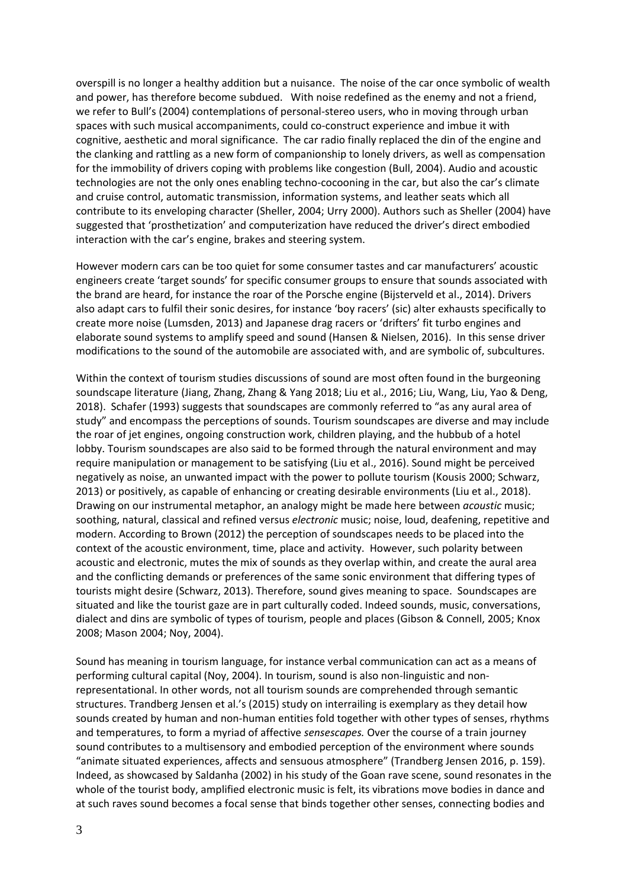overspill is no longer a healthy addition but a nuisance. The noise of the car once symbolic of wealth and power, has therefore become subdued. With noise redefined as the enemy and not a friend, we refer to Bull's (2004) contemplations of personal-stereo users, who in moving through urban spaces with such musical accompaniments, could co-construct experience and imbue it with cognitive, aesthetic and moral significance. The car radio finally replaced the din of the engine and the clanking and rattling as a new form of companionship to lonely drivers, as well as compensation for the immobility of drivers coping with problems like congestion (Bull, 2004). Audio and acoustic technologies are not the only ones enabling techno-cocooning in the car, but also the car's climate and cruise control, automatic transmission, information systems, and leather seats which all contribute to its enveloping character (Sheller, 2004; Urry 2000). Authors such as Sheller (2004) have suggested that 'prosthetization' and computerization have reduced the driver's direct embodied interaction with the car's engine, brakes and steering system.

However modern cars can be too quiet for some consumer tastes and car manufacturers' acoustic engineers create 'target sounds' for specific consumer groups to ensure that sounds associated with the brand are heard, for instance the roar of the Porsche engine (Bijsterveld et al., 2014). Drivers also adapt cars to fulfil their sonic desires, for instance 'boy racers' (sic) alter exhausts specifically to create more noise (Lumsden, 2013) and Japanese drag racers or 'drifters' fit turbo engines and elaborate sound systems to amplify speed and sound (Hansen & Nielsen, 2016). In this sense driver modifications to the sound of the automobile are associated with, and are symbolic of, subcultures.

Within the context of tourism studies discussions of sound are most often found in the burgeoning soundscape literature (Jiang, Zhang, Zhang & Yang 2018; Liu et al., 2016; Liu, Wang, Liu, Yao & Deng, 2018). Schafer (1993) suggests that soundscapes are commonly referred to "as any aural area of study" and encompass the perceptions of sounds. Tourism soundscapes are diverse and may include the roar of jet engines, ongoing construction work, children playing, and the hubbub of a hotel lobby. Tourism soundscapes are also said to be formed through the natural environment and may require manipulation or management to be satisfying (Liu et al., 2016). Sound might be perceived negatively as noise, an unwanted impact with the power to pollute tourism (Kousis 2000; Schwarz, 2013) or positively, as capable of enhancing or creating desirable environments (Liu et al., 2018). Drawing on our instrumental metaphor, an analogy might be made here between *acoustic* music; soothing, natural, classical and refined versus *electronic* music; noise, loud, deafening, repetitive and modern. According to Brown (2012) the perception of soundscapes needs to be placed into the context of the acoustic environment, time, place and activity. However, such polarity between acoustic and electronic, mutes the mix of sounds as they overlap within, and create the aural area and the conflicting demands or preferences of the same sonic environment that differing types of tourists might desire (Schwarz, 2013). Therefore, sound gives meaning to space. Soundscapes are situated and like the tourist gaze are in part culturally coded. Indeed sounds, music, conversations, dialect and dins are symbolic of types of tourism, people and places (Gibson & Connell, 2005; Knox 2008; Mason 2004; Noy, 2004).

Sound has meaning in tourism language, for instance verbal communication can act as a means of performing cultural capital (Noy, 2004). In tourism, sound is also non-linguistic and non-representational. In other words, not all tourism sounds are comprehended through semantic structures. Trandberg Jensen et al.'s (2015) study on interrailing is exemplary as they detail how sounds created by human and non-human entities fold together with other types of senses, rhythms and temperatures, to form a myriad of affective *sensescapes.* Over the course of a train journey sound contributes to a multisensory and embodied perception of the environment where sounds "animate situated experiences, affects and sensuous atmosphere" (Trandberg Jensen 2016, p. 159). Indeed, as showcased by Saldanha (2002) in his study of the Goan rave scene, sound resonates in the whole of the tourist body, amplified electronic music is felt, its vibrations move bodies in dance and at such raves sound becomes a focal sense that binds together other senses, connecting bodies and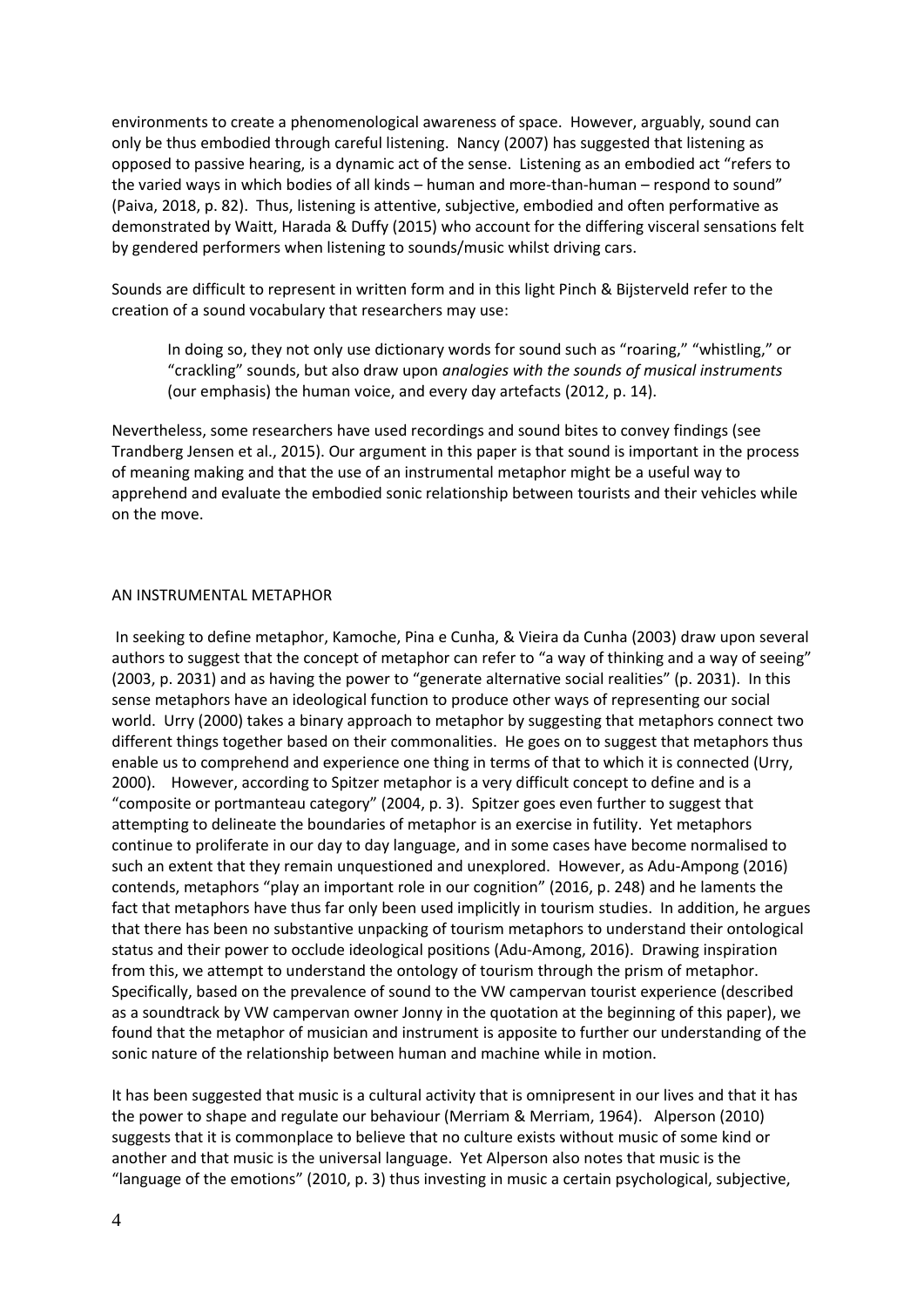environments to create a phenomenological awareness of space. However, arguably, sound can only be thus embodied through careful listening. Nancy (2007) has suggested that listening as opposed to passive hearing, is a dynamic act of the sense. Listening as an embodied act "refers to the varied ways in which bodies of all kinds – human and more-than-human – respond to sound" (Paiva, 2018, p. 82). Thus, listening is attentive, subjective, embodied and often performative as demonstrated by Waitt, Harada & Duffy (2015) who account for the differing visceral sensations felt by gendered performers when listening to sounds/music whilst driving cars.

Sounds are difficult to represent in written form and in this light Pinch & Bijsterveld refer to the creation of a sound vocabulary that researchers may use:

> In doing so, they not only use dictionary words for sound such as "roaring," "whistling," or "crackling" sounds, but also draw upon *analogies with the sounds of musical instruments* (our emphasis) the human voice, and every day artefacts (2012, p. 14).

Nevertheless, some researchers have used recordings and sound bites to convey findings (see Trandberg Jensen et al., 2015). Our argument in this paper is that sound is important in the process of meaning making and that the use of an instrumental metaphor might be a useful way to apprehend and evaluate the embodied sonic relationship between tourists and their vehicles while on the move.

## AN INSTRUMENTAL METAPHOR

In seeking to define metaphor, Kamoche, Pina e Cunha, & Vieira da Cunha (2003) draw upon several authors to suggest that the concept of metaphor can refer to "a way of thinking and a way of seeing" (2003, p. 2031) and as having the power to "generate alternative social realities" (p. 2031). In this sense metaphors have an ideological function to produce other ways of representing our social world. Urry (2000) takes a binary approach to metaphor by suggesting that metaphors connect two different things together based on their commonalities. He goes on to suggest that metaphors thus enable us to comprehend and experience one thing in terms of that to which it is connected (Urry, 2000). However, according to Spitzer metaphor is a very difficult concept to define and is a "composite or portmanteau category" (2004, p. 3). Spitzer goes even further to suggest that attempting to delineate the boundaries of metaphor is an exercise in futility. Yet metaphors continue to proliferate in our day to day language, and in some cases have become normalised to such an extent that they remain unquestioned and unexplored. However, as Adu-Ampong (2016) contends, metaphors "play an important role in our cognition" (2016, p. 248) and he laments the fact that metaphors have thus far only been used implicitly in tourism studies. In addition, he argues that there has been no substantive unpacking of tourism metaphors to understand their ontological status and their power to occlude ideological positions (Adu-Among, 2016). Drawing inspiration from this, we attempt to understand the ontology of tourism through the prism of metaphor. Specifically, based on the prevalence of sound to the VW campervan tourist experience (described as a soundtrack by VW campervan owner Jonny in the quotation at the beginning of this paper), we found that the metaphor of musician and instrument is apposite to further our understanding of the sonic nature of the relationship between human and machine while in motion.

It has been suggested that music is a cultural activity that is omnipresent in our lives and that it has the power to shape and regulate our behaviour (Merriam & Merriam, 1964). Alperson (2010) suggests that it is commonplace to believe that no culture exists without music of some kind or another and that music is the universal language. Yet Alperson also notes that music is the "language of the emotions" (2010, p. 3) thus investing in music a certain psychological, subjective,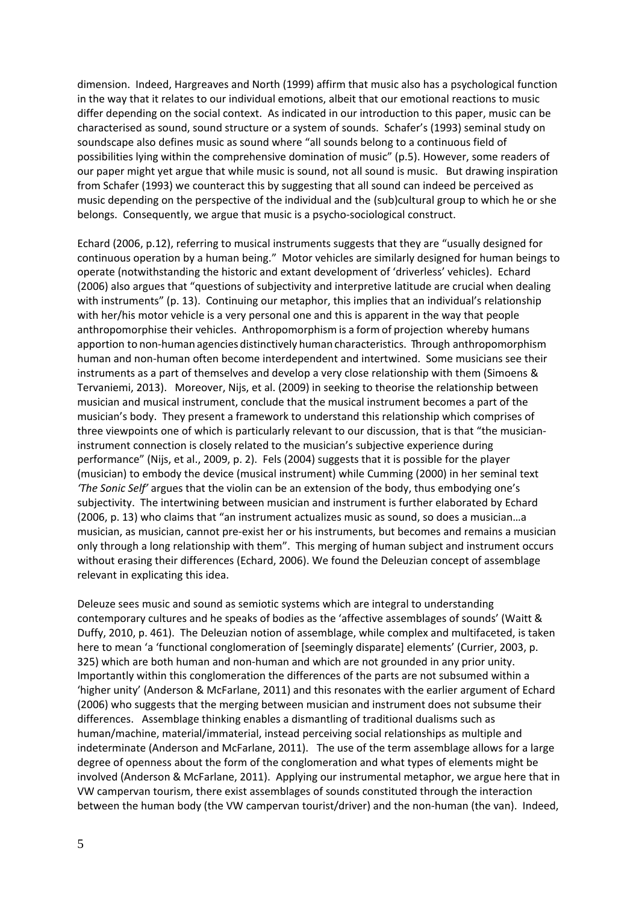dimension. Indeed, Hargreaves and North (1999) affirm that music also has a psychological function in the way that it relates to our individual emotions, albeit that our emotional reactions to music differ depending on the social context. As indicated in our introduction to this paper, music can be characterised as sound, sound structure or a system of sounds. Schafer's (1993) seminal study on soundscape also defines music as sound where "all sounds belong to a continuous field of possibilities lying within the comprehensive domination of music" (p.5). However, some readers of our paper might yet argue that while music is sound, not all sound is music. But drawing inspiration from Schafer (1993) we counteract this by suggesting that all sound can indeed be perceived as music depending on the perspective of the individual and the (sub)cultural group to which he or she belongs. Consequently, we argue that music is a psycho-sociological construct.

Echard (2006, p.12), referring to musical instruments suggests that they are "usually designed for continuous operation by a human being." Motor vehicles are similarly designed for human beings to operate (notwithstanding the historic and extant development of 'driverless' vehicles). Echard (2006) also argues that "questions of subjectivity and interpretive latitude are crucial when dealing with instruments" (p. 13). Continuing our metaphor, this implies that an individual's relationship with her/his motor vehicle is a very personal one and this is apparent in the way that people anthropomorphise their vehicles. Anthropomorphism is a form of projection whereby humans apportion to non-human agencies distinctively human characteristics. Through anthropomorphism human and non-human often become interdependent and intertwined. Some musicians see their instruments as a part of themselves and develop a very close relationship with them (Simoens & Tervaniemi, 2013). Moreover, Nijs, et al. (2009) in seeking to theorise the relationship between musician and musical instrument, conclude that the musical instrument becomes a part of the musician's body. They present a framework to understand this relationship which comprises of three viewpoints one of which is particularly relevant to our discussion, that is that "the musician-instrument connection is closely related to the musician's subjective experience during performance" (Nijs, et al., 2009, p. 2). Fels (2004) suggests that it is possible for the player (musician) to embody the device (musical instrument) while Cumming (2000) in her seminal text *'The Sonic Self'* argues that the violin can be an extension of the body, thus embodying one's subjectivity. The intertwining between musician and instrument is further elaborated by Echard (2006, p. 13) who claims that "an instrument actualizes music as sound, so does a musician…a musician, as musician, cannot pre-exist her or his instruments, but becomes and remains a musician only through a long relationship with them". This merging of human subject and instrument occurs without erasing their differences (Echard, 2006). We found the Deleuzian concept of assemblage relevant in explicating this idea.

Deleuze sees music and sound as semiotic systems which are integral to understanding contemporary cultures and he speaks of bodies as the 'affective assemblages of sounds' (Waitt & Duffy, 2010, p. 461). The Deleuzian notion of assemblage, while complex and multifaceted, is taken here to mean 'a 'functional conglomeration of [seemingly disparate] elements' (Currier, 2003, p. 325) which are both human and non-human and which are not grounded in any prior unity. Importantly within this conglomeration the differences of the parts are not subsumed within a 'higher unity' (Anderson & McFarlane, 2011) and this resonates with the earlier argument of Echard (2006) who suggests that the merging between musician and instrument does not subsume their differences. Assemblage thinking enables a dismantling of traditional dualisms such as human/machine, material/immaterial, instead perceiving social relationships as multiple and indeterminate (Anderson and McFarlane, 2011). The use of the term assemblage allows for a large degree of openness about the form of the conglomeration and what types of elements might be involved (Anderson & McFarlane, 2011). Applying our instrumental metaphor, we argue here that in VW campervan tourism, there exist assemblages of sounds constituted through the interaction between the human body (the VW campervan tourist/driver) and the non-human (the van). Indeed,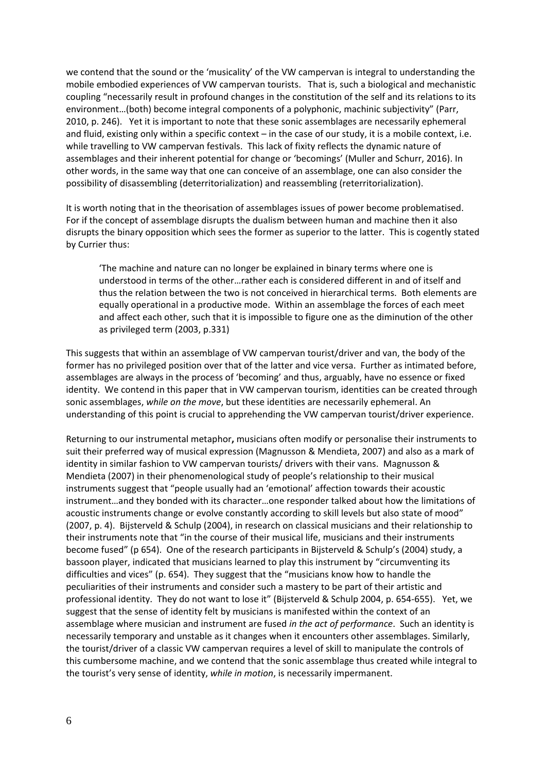we contend that the sound or the 'musicality' of the VW campervan is integral to understanding the mobile embodied experiences of VW campervan tourists. That is, such a biological and mechanistic coupling "necessarily result in profound changes in the constitution of the self and its relations to its environment…(both) become integral components of a polyphonic, machinic subjectivity" (Parr, 2010, p. 246). Yet it is important to note that these sonic assemblages are necessarily ephemeral and fluid, existing only within a specific context – in the case of our study, it is a mobile context, i.e. while travelling to VW campervan festivals. This lack of fixity reflects the dynamic nature of assemblages and their inherent potential for change or 'becomings' (Muller and Schurr, 2016). In other words, in the same way that one can conceive of an assemblage, one can also consider the possibility of disassembling (deterritorialization) and reassembling (reterritorialization).

It is worth noting that in the theorisation of assemblages issues of power become problematised. For if the concept of assemblage disrupts the dualism between human and machine then it also disrupts the binary opposition which sees the former as superior to the latter. This is cogently stated by Currier thus:

> 'The machine and nature can no longer be explained in binary terms where one is understood in terms of the other…rather each is considered different in and of itself and thus the relation between the two is not conceived in hierarchical terms. Both elements are equally operational in a productive mode. Within an assemblage the forces of each meet and affect each other, such that it is impossible to figure one as the diminution of the other as privileged term (2003, p.331)

This suggests that within an assemblage of VW campervan tourist/driver and van, the body of the former has no privileged position over that of the latter and vice versa. Further as intimated before, assemblages are always in the process of 'becoming' and thus, arguably, have no essence or fixed identity. We contend in this paper that in VW campervan tourism, identities can be created through sonic assemblages, *while on the move*, but these identities are necessarily ephemeral. An understanding of this point is crucial to apprehending the VW campervan tourist/driver experience.

Returning to our instrumental metaphor**,** musicians often modify or personalise their instruments to suit their preferred way of musical expression (Magnusson & Mendieta, 2007) and also as a mark of identity in similar fashion to VW campervan tourists/ drivers with their vans. Magnusson & Mendieta (2007) in their phenomenological study of people's relationship to their musical instruments suggest that "people usually had an 'emotional' affection towards their acoustic instrument…and they bonded with its character…one responder talked about how the limitations of acoustic instruments change or evolve constantly according to skill levels but also state of mood" (2007, p. 4). Bijsterveld & Schulp (2004), in research on classical musicians and their relationship to their instruments note that "in the course of their musical life, musicians and their instruments become fused" (p 654). One of the research participants in Bijsterveld & Schulp's (2004) study, a bassoon player, indicated that musicians learned to play this instrument by "circumventing its difficulties and vices" (p. 654). They suggest that the "musicians know how to handle the peculiarities of their instruments and consider such a mastery to be part of their artistic and professional identity. They do not want to lose it" (Bijsterveld & Schulp 2004, p. 654-655). Yet, we suggest that the sense of identity felt by musicians is manifested within the context of an assemblage where musician and instrument are fused *in the act of performance*. Such an identity is necessarily temporary and unstable as it changes when it encounters other assemblages. Similarly, the tourist/driver of a classic VW campervan requires a level of skill to manipulate the controls of this cumbersome machine, and we contend that the sonic assemblage thus created while integral to the tourist's very sense of identity, *while in motion*, is necessarily impermanent.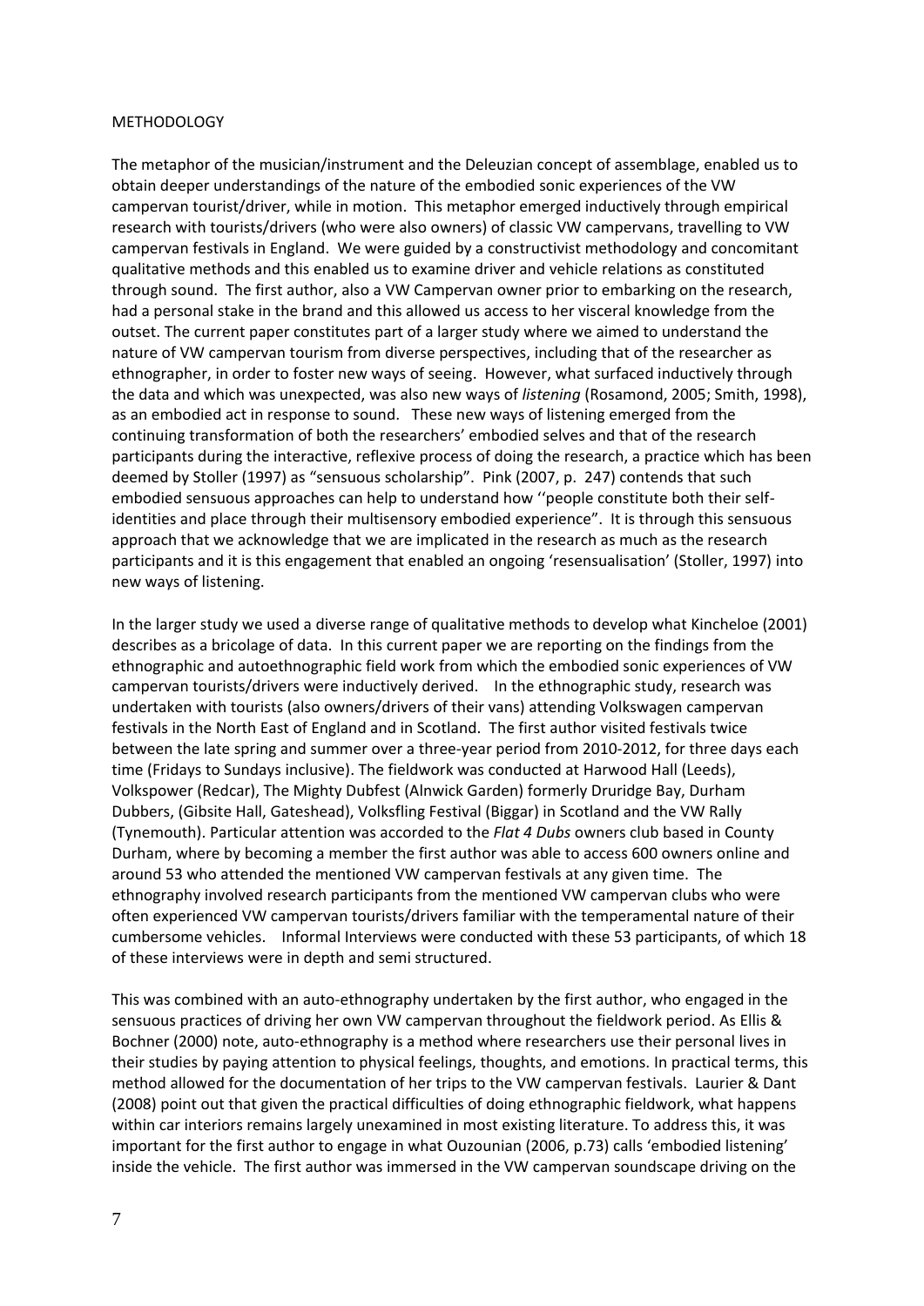METHODOLOGY

The metaphor of the musician/instrument and the Deleuzian concept of assemblage, enabled us to obtain deeper understandings of the nature of the embodied sonic experiences of the VW campervan tourist/driver, while in motion. This metaphor emerged inductively through empirical research with tourists/drivers (who were also owners) of classic VW campervans, travelling to VW campervan festivals in England. We were guided by a constructivist methodology and concomitant qualitative methods and this enabled us to examine driver and vehicle relations as constituted through sound. The first author, also a VW Campervan owner prior to embarking on the research, had a personal stake in the brand and this allowed us access to her visceral knowledge from the outset. The current paper constitutes part of a larger study where we aimed to understand the nature of VW campervan tourism from diverse perspectives, including that of the researcher as ethnographer, in order to foster new ways of seeing. However, what surfaced inductively through the data and which was unexpected, was also new ways of *listening* (Rosamond, 2005; Smith, 1998), as an embodied act in response to sound. These new ways of listening emerged from the continuing transformation of both the researchers' embodied selves and that of the research participants during the interactive, reflexive process of doing the research, a practice which has been deemed by Stoller (1997) as "sensuous scholarship". Pink (2007, p. 247) contends that such embodied sensuous approaches can help to understand how ''people constitute both their self-identities and place through their multisensory embodied experience". It is through this sensuous approach that we acknowledge that we are implicated in the research as much as the research participants and it is this engagement that enabled an ongoing 'resensualisation' (Stoller, 1997) into new ways of listening.

In the larger study we used a diverse range of qualitative methods to develop what Kincheloe (2001) describes as a bricolage of data. In this current paper we are reporting on the findings from the ethnographic and autoethnographic field work from which the embodied sonic experiences of VW campervan tourists/drivers were inductively derived. In the ethnographic study, research was undertaken with tourists (also owners/drivers of their vans) attending Volkswagen campervan festivals in the North East of England and in Scotland. The first author visited festivals twice between the late spring and summer over a three-year period from 2010-2012, for three days each time (Fridays to Sundays inclusive). The fieldwork was conducted at Harwood Hall (Leeds), Volkspower (Redcar), The Mighty Dubfest (Alnwick Garden) formerly Druridge Bay, Durham Dubbers, (Gibsite Hall, Gateshead), Volksfling Festival (Biggar) in Scotland and the VW Rally (Tynemouth). Particular attention was accorded to the *Flat 4 Dubs* owners club based in County Durham, where by becoming a member the first author was able to access 600 owners online and around 53 who attended the mentioned VW campervan festivals at any given time. The ethnography involved research participants from the mentioned VW campervan clubs who were often experienced VW campervan tourists/drivers familiar with the temperamental nature of their cumbersome vehicles. Informal Interviews were conducted with these 53 participants, of which 18 of these interviews were in depth and semi structured.

This was combined with an auto-ethnography undertaken by the first author, who engaged in the sensuous practices of driving her own VW campervan throughout the fieldwork period. As Ellis & Bochner (2000) note, auto-ethnography is a method where researchers use their personal lives in their studies by paying attention to physical feelings, thoughts, and emotions. In practical terms, this method allowed for the documentation of her trips to the VW campervan festivals. Laurier & Dant (2008) point out that given the practical difficulties of doing ethnographic fieldwork, what happens within car interiors remains largely unexamined in most existing literature. To address this, it was important for the first author to engage in what Ouzounian (2006, p.73) calls 'embodied listening' inside the vehicle. The first author was immersed in the VW campervan soundscape driving on the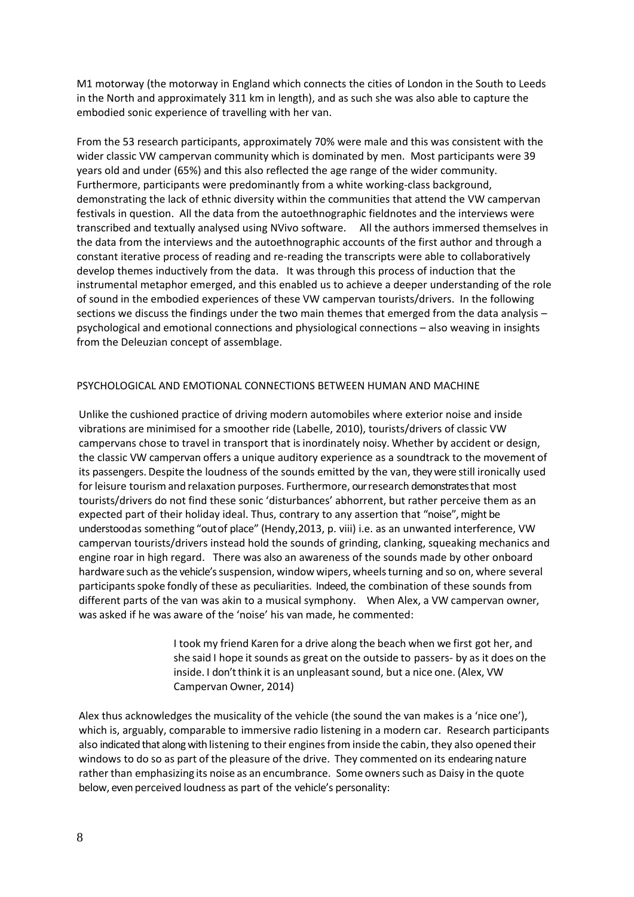M1 motorway (the motorway in England which connects the cities of London in the South to Leeds in the North and approximately 311 km in length), and as such she was also able to capture the embodied sonic experience of travelling with her van.

From the 53 research participants, approximately 70% were male and this was consistent with the wider classic VW campervan community which is dominated by men. Most participants were 39 years old and under (65%) and this also reflected the age range of the wider community. Furthermore, participants were predominantly from a white working-class background, demonstrating the lack of ethnic diversity within the communities that attend the VW campervan festivals in question. All the data from the autoethnographic fieldnotes and the interviews were transcribed and textually analysed using NVivo software. All the authors immersed themselves in the data from the interviews and the autoethnographic accounts of the first author and through a constant iterative process of reading and re-reading the transcripts were able to collaboratively develop themes inductively from the data. It was through this process of induction that the instrumental metaphor emerged, and this enabled us to achieve a deeper understanding of the role of sound in the embodied experiences of these VW campervan tourists/drivers. In the following sections we discuss the findings under the two main themes that emerged from the data analysis – psychological and emotional connections and physiological connections – also weaving in insights from the Deleuzian concept of assemblage.

## PSYCHOLOGICAL AND EMOTIONAL CONNECTIONS BETWEEN HUMAN AND MACHINE

Unlike the cushioned practice of driving modern automobiles where exterior noise and inside vibrations are minimised for a smoother ride (Labelle, 2010), tourists/drivers of classic VW campervans chose to travel in transport that is inordinately noisy. Whether by accident or design, the classic VW campervan offers a unique auditory experience as a soundtrack to the movement of its passengers. Despite the loudness of the sounds emitted by the van, they were still ironically used for leisure tourism and relaxation purposes. Furthermore, our research demonstrates that most tourists/drivers do not find these sonic 'disturbances' abhorrent, but rather perceive them as an expected part of their holiday ideal. Thus, contrary to any assertion that "noise", might be understood as something "out of place" (Hendy,2013, p. viii) i.e. as an unwanted interference, VW campervan tourists/drivers instead hold the sounds of grinding, clanking, squeaking mechanics and engine roar in high regard. There was also an awareness of the sounds made by other onboard hardware such as the vehicle's suspension, window wipers, wheels turning and so on, where several participants spoke fondly of these as peculiarities. Indeed, the combination of these sounds from different parts of the van was akin to a musical symphony. When Alex, a VW campervan owner, was asked if he was aware of the 'noise' his van made, he commented:

> I took my friend Karen for a drive along the beach when we first got her, and she said I hope it sounds as great on the outside to passers- by as it does on the inside. I don't think it is an unpleasant sound, but a nice one. (Alex, VW Campervan Owner, 2014)

Alex thus acknowledges the musicality of the vehicle (the sound the van makes is a 'nice one'), which is, arguably, comparable to immersive radio listening in a modern car. Research participants also indicated that along with listening to their engines from inside the cabin, they also opened their windows to do so as part of the pleasure of the drive. They commented on its endearing nature rather than emphasizing its noise as an encumbrance. Some owners such as Daisy in the quote below, even perceived loudness as part of the vehicle's personality: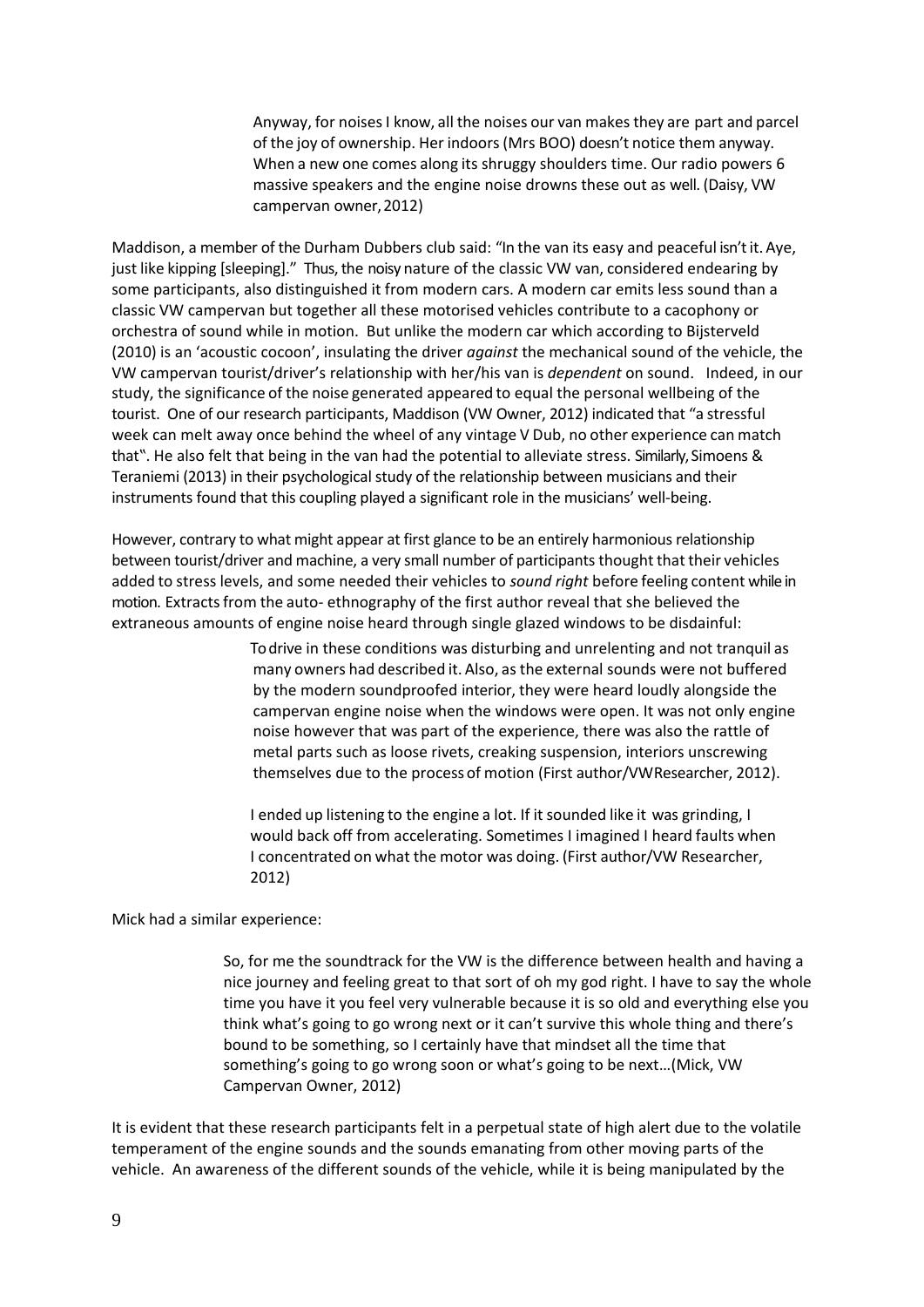> Anyway, for noises I know, all the noises our van makes they are part and parcel of the joy of ownership. Her indoors (Mrs BOO) doesn't notice them anyway. When a new one comes along its shruggy shoulders time. Our radio powers 6 massive speakers and the engine noise drowns these out as well. (Daisy, VW campervan owner, 2012)

Maddison, a member of the Durham Dubbers club said: "In the van its easy and peaceful isn't it. Aye, just like kipping [sleeping]." Thus, the noisy nature of the classic VW van, considered endearing by some participants, also distinguished it from modern cars. A modern car emits less sound than a classic VW campervan but together all these motorised vehicles contribute to a cacophony or orchestra of sound while in motion. But unlike the modern car which according to Bijsterveld (2010) is an 'acoustic cocoon', insulating the driver *against* the mechanical sound of the vehicle, the VW campervan tourist/driver's relationship with her/his van is *dependent* on sound. Indeed, in our study, the significance of the noise generated appeared to equal the personal wellbeing of the tourist. One of our research participants, Maddison (VW Owner, 2012) indicated that "a stressful week can melt away once behind the wheel of any vintage V Dub, no other experience can match that". He also felt that being in the van had the potential to alleviate stress. Similarly, Simoens & Teraniemi (2013) in their psychological study of the relationship between musicians and their instruments found that this coupling played a significant role in the musicians' well-being.

However, contrary to what might appear at first glance to be an entirely harmonious relationship between tourist/driver and machine, a very small number of participants thought that their vehicles added to stress levels, and some needed their vehicles to *sound right* before feeling content while in motion. Extracts from the auto- ethnography of the first author reveal that she believed the extraneous amounts of engine noise heard through single glazed windows to be disdainful:

> To drive in these conditions was disturbing and unrelenting and not tranquil as many owners had described it. Also, as the external sounds were not buffered by the modern soundproofed interior, they were heard loudly alongside the campervan engine noise when the windows were open. It was not only engine noise however that was part of the experience, there was also the rattle of metal parts such as loose rivets, creaking suspension, interiors unscrewing themselves due to the process of motion (First author/VW Researcher, 2012).
>
> I ended up listening to the engine a lot. If it sounded like it was grinding, I would back off from accelerating. Sometimes I imagined I heard faults when I concentrated on what the motor was doing. (First author/VW Researcher, 2012)

Mick had a similar experience:

> So, for me the soundtrack for the VW is the difference between health and having a nice journey and feeling great to that sort of oh my god right. I have to say the whole time you have it you feel very vulnerable because it is so old and everything else you think what's going to go wrong next or it can't survive this whole thing and there's bound to be something, so I certainly have that mindset all the time that something's going to go wrong soon or what's going to be next…(Mick, VW Campervan Owner, 2012)

It is evident that these research participants felt in a perpetual state of high alert due to the volatile temperament of the engine sounds and the sounds emanating from other moving parts of the vehicle. An awareness of the different sounds of the vehicle, while it is being manipulated by the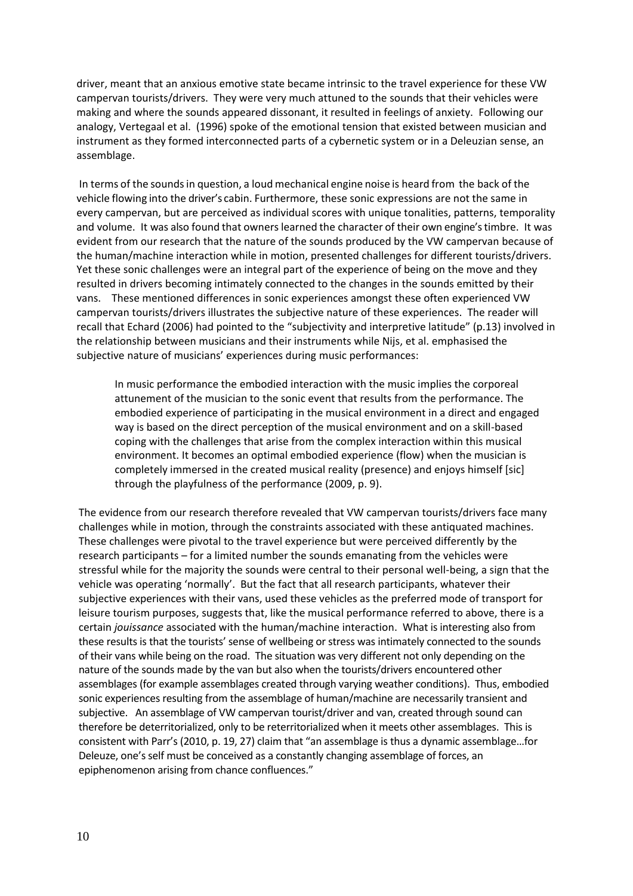driver, meant that an anxious emotive state became intrinsic to the travel experience for these VW campervan tourists/drivers. They were very much attuned to the sounds that their vehicles were making and where the sounds appeared dissonant, it resulted in feelings of anxiety. Following our analogy, Vertegaal et al. (1996) spoke of the emotional tension that existed between musician and instrument as they formed interconnected parts of a cybernetic system or in a Deleuzian sense, an assemblage.

In terms of the sounds in question, a loud mechanical engine noise is heard from the back of the vehicle flowing into the driver's cabin. Furthermore, these sonic expressions are not the same in every campervan, but are perceived as individual scores with unique tonalities, patterns, temporality and volume. It was also found that owners learned the character of their own engine's timbre. It was evident from our research that the nature of the sounds produced by the VW campervan because of the human/machine interaction while in motion, presented challenges for different tourists/drivers. Yet these sonic challenges were an integral part of the experience of being on the move and they resulted in drivers becoming intimately connected to the changes in the sounds emitted by their vans. These mentioned differences in sonic experiences amongst these often experienced VW campervan tourists/drivers illustrates the subjective nature of these experiences. The reader will recall that Echard (2006) had pointed to the "subjectivity and interpretive latitude" (p.13) involved in the relationship between musicians and their instruments while Nijs, et al. emphasised the subjective nature of musicians' experiences during music performances:

> In music performance the embodied interaction with the music implies the corporeal attunement of the musician to the sonic event that results from the performance. The embodied experience of participating in the musical environment in a direct and engaged way is based on the direct perception of the musical environment and on a skill-based coping with the challenges that arise from the complex interaction within this musical environment. It becomes an optimal embodied experience (flow) when the musician is completely immersed in the created musical reality (presence) and enjoys himself [sic] through the playfulness of the performance (2009, p. 9).

The evidence from our research therefore revealed that VW campervan tourists/drivers face many challenges while in motion, through the constraints associated with these antiquated machines. These challenges were pivotal to the travel experience but were perceived differently by the research participants – for a limited number the sounds emanating from the vehicles were stressful while for the majority the sounds were central to their personal well-being, a sign that the vehicle was operating 'normally'. But the fact that all research participants, whatever their subjective experiences with their vans, used these vehicles as the preferred mode of transport for leisure tourism purposes, suggests that, like the musical performance referred to above, there is a certain *jouissance* associated with the human/machine interaction. What is interesting also from these results is that the tourists' sense of wellbeing or stress was intimately connected to the sounds of their vans while being on the road. The situation was very different not only depending on the nature of the sounds made by the van but also when the tourists/drivers encountered other assemblages (for example assemblages created through varying weather conditions). Thus, embodied sonic experiences resulting from the assemblage of human/machine are necessarily transient and subjective. An assemblage of VW campervan tourist/driver and van, created through sound can therefore be deterritorialized, only to be reterritorialized when it meets other assemblages. This is consistent with Parr's (2010, p. 19, 27) claim that "an assemblage is thus a dynamic assemblage…for Deleuze, one's self must be conceived as a constantly changing assemblage of forces, an epiphenomenon arising from chance confluences."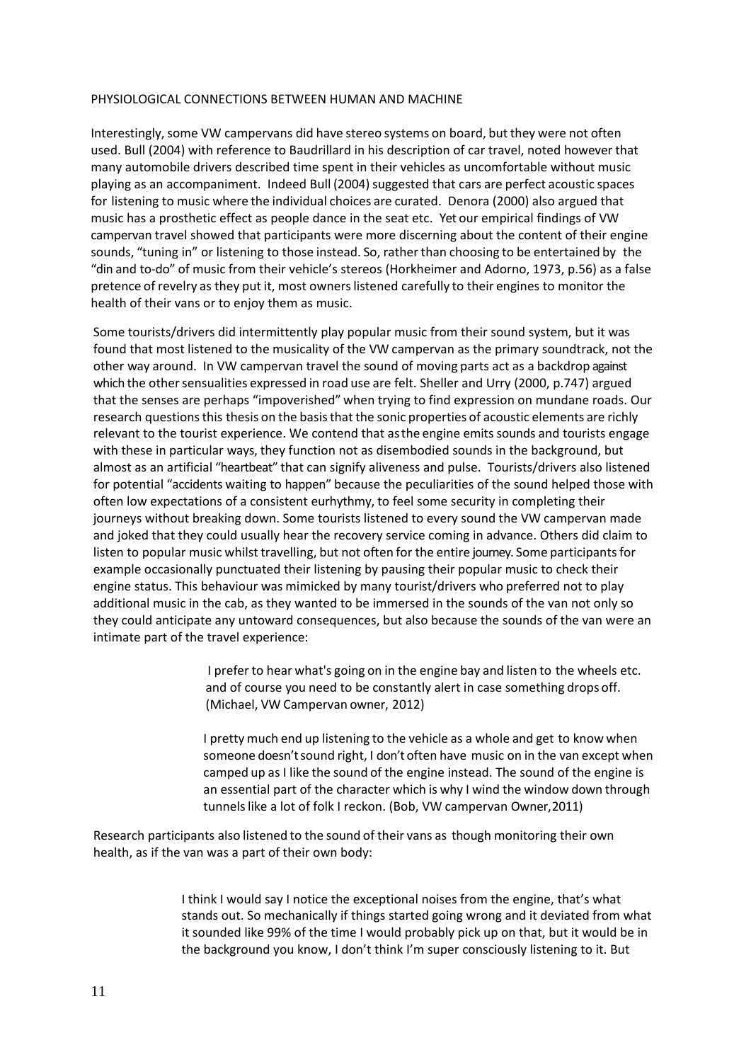PHYSIOLOGICAL CONNECTIONS BETWEEN HUMAN AND MACHINE

Interestingly, some VW campervans did have stereo systems on board, but they were not often used. Bull (2004) with reference to Baudrillard in his description of car travel, noted however that many automobile drivers described time spent in their vehicles as uncomfortable without music playing as an accompaniment. Indeed Bull (2004) suggested that cars are perfect acoustic spaces for listening to music where the individual choices are curated. Denora (2000) also argued that music has a prosthetic effect as people dance in the seat etc. Yet our empirical findings of VW campervan travel showed that participants were more discerning about the content of their engine sounds, "tuning in" or listening to those instead. So, rather than choosing to be entertained by the "din and to-do" of music from their vehicle's stereos (Horkheimer and Adorno, 1973, p.56) as a false pretence of revelry as they put it, most owners listened carefully to their engines to monitor the health of their vans or to enjoy them as music.

Some tourists/drivers did intermittently play popular music from their sound system, but it was found that most listened to the musicality of the VW campervan as the primary soundtrack, not the other way around. In VW campervan travel the sound of moving parts act as a backdrop against which the other sensualities expressed in road use are felt. Sheller and Urry (2000, p.747) argued that the senses are perhaps "impoverished" when trying to find expression on mundane roads. Our research questions this thesis on the basis that the sonic properties of acoustic elements are richly relevant to the tourist experience. We contend that as the engine emits sounds and tourists engage with these in particular ways, they function not as disembodied sounds in the background, but almost as an artificial "heartbeat" that can signify aliveness and pulse. Tourists/drivers also listened for potential "accidents waiting to happen" because the peculiarities of the sound helped those with often low expectations of a consistent eurhythmy, to feel some security in completing their journeys without breaking down. Some tourists listened to every sound the VW campervan made and joked that they could usually hear the recovery service coming in advance. Others did claim to listen to popular music whilst travelling, but not often for the entire journey. Some participants for example occasionally punctuated their listening by pausing their popular music to check their engine status. This behaviour was mimicked by many tourist/drivers who preferred not to play additional music in the cab, as they wanted to be immersed in the sounds of the van not only so they could anticipate any untoward consequences, but also because the sounds of the van were an intimate part of the travel experience:

> I prefer to hear what's going on in the engine bay and listen to the wheels etc. and of course you need to be constantly alert in case something drops off. (Michael, VW Campervan owner, 2012)

> I pretty much end up listening to the vehicle as a whole and get to know when someone doesn't sound right, I don't often have music on in the van except when camped up as I like the sound of the engine instead. The sound of the engine is an essential part of the character which is why I wind the window down through tunnels like a lot of folk I reckon. (Bob, VW campervan Owner, 2011)

Research participants also listened to the sound of their vans as though monitoring their own health, as if the van was a part of their own body:

> I think I would say I notice the exceptional noises from the engine, that's what stands out. So mechanically if things started going wrong and it deviated from what it sounded like 99% of the time I would probably pick up on that, but it would be in the background you know, I don't think I'm super consciously listening to it. But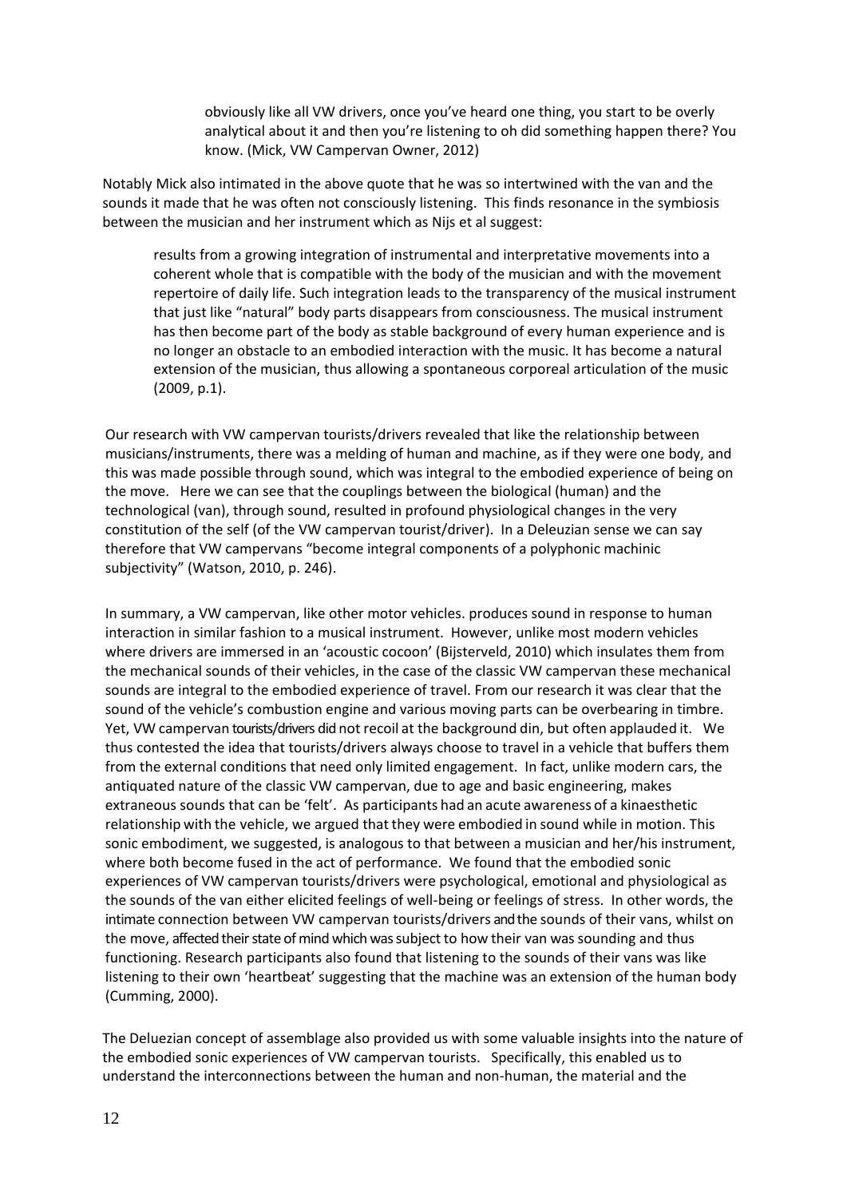> obviously like all VW drivers, once you've heard one thing, you start to be overly analytical about it and then you're listening to oh did something happen there? You know. (Mick, VW Campervan Owner, 2012)

Notably Mick also intimated in the above quote that he was so intertwined with the van and the sounds it made that he was often not consciously listening. This finds resonance in the symbiosis between the musician and her instrument which as Nijs et al suggest:

> results from a growing integration of instrumental and interpretative movements into a coherent whole that is compatible with the body of the musician and with the movement repertoire of daily life. Such integration leads to the transparency of the musical instrument that just like "natural" body parts disappears from consciousness. The musical instrument has then become part of the body as stable background of every human experience and is no longer an obstacle to an embodied interaction with the music. It has become a natural extension of the musician, thus allowing a spontaneous corporeal articulation of the music (2009, p.1).

Our research with VW campervan tourists/drivers revealed that like the relationship between musicians/instruments, there was a melding of human and machine, as if they were one body, and this was made possible through sound, which was integral to the embodied experience of being on the move. Here we can see that the couplings between the biological (human) and the technological (van), through sound, resulted in profound physiological changes in the very constitution of the self (of the VW campervan tourist/driver). In a Deleuzian sense we can say therefore that VW campervans "become integral components of a polyphonic machinic subjectivity" (Watson, 2010, p. 246).

In summary, a VW campervan, like other motor vehicles. produces sound in response to human interaction in similar fashion to a musical instrument. However, unlike most modern vehicles where drivers are immersed in an 'acoustic cocoon' (Bijsterveld, 2010) which insulates them from the mechanical sounds of their vehicles, in the case of the classic VW campervan these mechanical sounds are integral to the embodied experience of travel. From our research it was clear that the sound of the vehicle's combustion engine and various moving parts can be overbearing in timbre. Yet, VW campervan tourists/drivers did not recoil at the background din, but often applauded it. We thus contested the idea that tourists/drivers always choose to travel in a vehicle that buffers them from the external conditions that need only limited engagement. In fact, unlike modern cars, the antiquated nature of the classic VW campervan, due to age and basic engineering, makes extraneous sounds that can be 'felt'. As participants had an acute awareness of a kinaesthetic relationship with the vehicle, we argued that they were embodied in sound while in motion. This sonic embodiment, we suggested, is analogous to that between a musician and her/his instrument, where both become fused in the act of performance. We found that the embodied sonic experiences of VW campervan tourists/drivers were psychological, emotional and physiological as the sounds of the van either elicited feelings of well-being or feelings of stress. In other words, the intimate connection between VW campervan tourists/drivers and the sounds of their vans, whilst on the move, affected their state of mind which was subject to how their van was sounding and thus functioning. Research participants also found that listening to the sounds of their vans was like listening to their own 'heartbeat' suggesting that the machine was an extension of the human body (Cumming, 2000).

The Deluezian concept of assemblage also provided us with some valuable insights into the nature of the embodied sonic experiences of VW campervan tourists. Specifically, this enabled us to understand the interconnections between the human and non-human, the material and the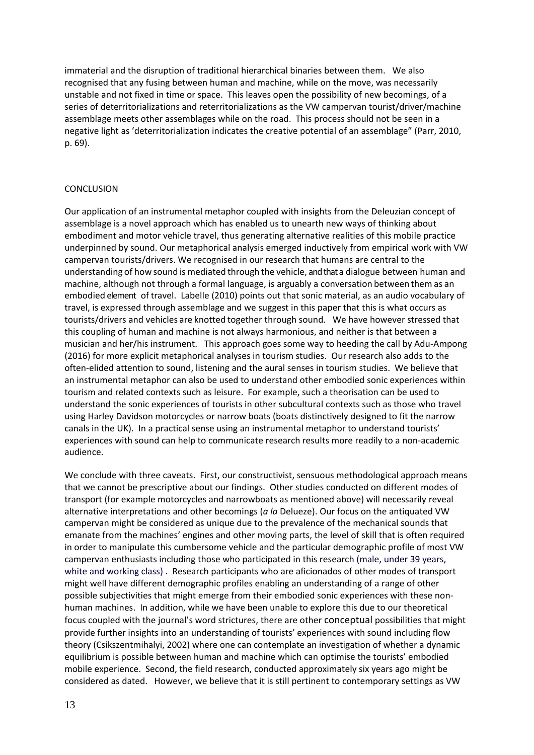immaterial and the disruption of traditional hierarchical binaries between them. We also recognised that any fusing between human and machine, while on the move, was necessarily unstable and not fixed in time or space. This leaves open the possibility of new becomings, of a series of deterritorializations and reterritorializations as the VW campervan tourist/driver/machine assemblage meets other assemblages while on the road. This process should not be seen in a negative light as 'deterritorialization indicates the creative potential of an assemblage" (Parr, 2010, p. 69).

## CONCLUSION

Our application of an instrumental metaphor coupled with insights from the Deleuzian concept of assemblage is a novel approach which has enabled us to unearth new ways of thinking about embodiment and motor vehicle travel, thus generating alternative realities of this mobile practice underpinned by sound. Our metaphorical analysis emerged inductively from empirical work with VW campervan tourists/drivers. We recognised in our research that humans are central to the understanding of how sound is mediated through the vehicle, and that a dialogue between human and machine, although not through a formal language, is arguably a conversation between them as an embodied element of travel. Labelle (2010) points out that sonic material, as an audio vocabulary of travel, is expressed through assemblage and we suggest in this paper that this is what occurs as tourists/drivers and vehicles are knotted together through sound. We have however stressed that this coupling of human and machine is not always harmonious, and neither is that between a musician and her/his instrument. This approach goes some way to heeding the call by Adu-Ampong (2016) for more explicit metaphorical analyses in tourism studies. Our research also adds to the often-elided attention to sound, listening and the aural senses in tourism studies. We believe that an instrumental metaphor can also be used to understand other embodied sonic experiences within tourism and related contexts such as leisure. For example, such a theorisation can be used to understand the sonic experiences of tourists in other subcultural contexts such as those who travel using Harley Davidson motorcycles or narrow boats (boats distinctively designed to fit the narrow canals in the UK). In a practical sense using an instrumental metaphor to understand tourists' experiences with sound can help to communicate research results more readily to a non-academic audience.

We conclude with three caveats. First, our constructivist, sensuous methodological approach means that we cannot be prescriptive about our findings. Other studies conducted on different modes of transport (for example motorcycles and narrowboats as mentioned above) will necessarily reveal alternative interpretations and other becomings (*a la* Delueze). Our focus on the antiquated VW campervan might be considered as unique due to the prevalence of the mechanical sounds that emanate from the machines' engines and other moving parts, the level of skill that is often required in order to manipulate this cumbersome vehicle and the particular demographic profile of most VW campervan enthusiasts including those who participated in this research (male, under 39 years, white and working class) . Research participants who are aficionados of other modes of transport might well have different demographic profiles enabling an understanding of a range of other possible subjectivities that might emerge from their embodied sonic experiences with these non-human machines. In addition, while we have been unable to explore this due to our theoretical focus coupled with the journal's word strictures, there are other conceptual possibilities that might provide further insights into an understanding of tourists' experiences with sound including flow theory (Csikszentmihalyi, 2002) where one can contemplate an investigation of whether a dynamic equilibrium is possible between human and machine which can optimise the tourists' embodied mobile experience. Second, the field research, conducted approximately six years ago might be considered as dated. However, we believe that it is still pertinent to contemporary settings as VW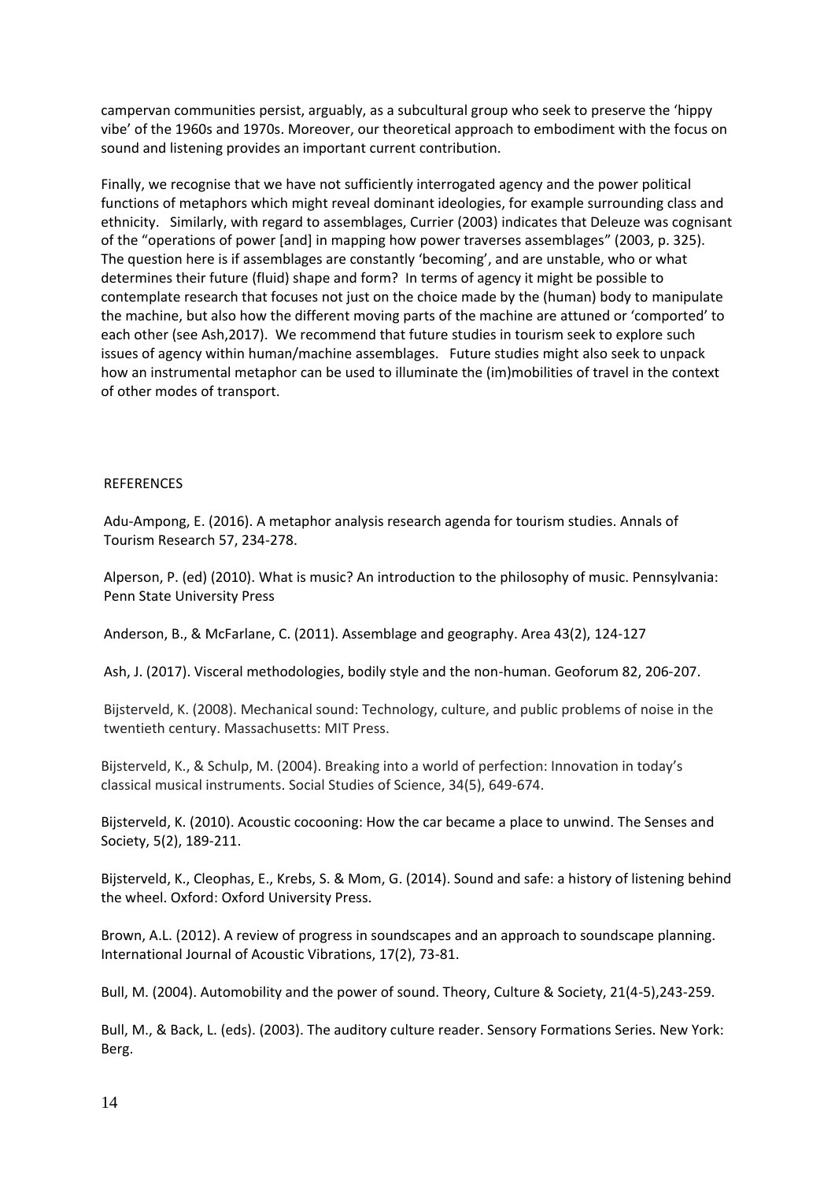campervan communities persist, arguably, as a subcultural group who seek to preserve the 'hippy vibe' of the 1960s and 1970s. Moreover, our theoretical approach to embodiment with the focus on sound and listening provides an important current contribution.

Finally, we recognise that we have not sufficiently interrogated agency and the power political functions of metaphors which might reveal dominant ideologies, for example surrounding class and ethnicity. Similarly, with regard to assemblages, Currier (2003) indicates that Deleuze was cognisant of the "operations of power [and] in mapping how power traverses assemblages" (2003, p. 325). The question here is if assemblages are constantly 'becoming', and are unstable, who or what determines their future (fluid) shape and form? In terms of agency it might be possible to contemplate research that focuses not just on the choice made by the (human) body to manipulate the machine, but also how the different moving parts of the machine are attuned or 'comported' to each other (see Ash,2017). We recommend that future studies in tourism seek to explore such issues of agency within human/machine assemblages. Future studies might also seek to unpack how an instrumental metaphor can be used to illuminate the (im)mobilities of travel in the context of other modes of transport.

## REFERENCES

Adu-Ampong, E. (2016). A metaphor analysis research agenda for tourism studies. Annals of Tourism Research 57, 234-278.

Alperson, P. (ed) (2010). What is music? An introduction to the philosophy of music. Pennsylvania: Penn State University Press

Anderson, B., & McFarlane, C. (2011). Assemblage and geography. Area 43(2), 124-127

Ash, J. (2017). Visceral methodologies, bodily style and the non-human. Geoforum 82, 206-207.

Bijsterveld, K. (2008). Mechanical sound: Technology, culture, and public problems of noise in the twentieth century. Massachusetts: MIT Press.

Bijsterveld, K., & Schulp, M. (2004). Breaking into a world of perfection: Innovation in today's classical musical instruments. Social Studies of Science, 34(5), 649-674.

Bijsterveld, K. (2010). Acoustic cocooning: How the car became a place to unwind. The Senses and Society, 5(2), 189-211.

Bijsterveld, K., Cleophas, E., Krebs, S. & Mom, G. (2014). Sound and safe: a history of listening behind the wheel. Oxford: Oxford University Press.

Brown, A.L. (2012). A review of progress in soundscapes and an approach to soundscape planning. International Journal of Acoustic Vibrations, 17(2), 73-81.

Bull, M. (2004). Automobility and the power of sound. Theory, Culture & Society, 21(4-5),243-259.

Bull, M., & Back, L. (eds). (2003). The auditory culture reader. Sensory Formations Series. New York: Berg.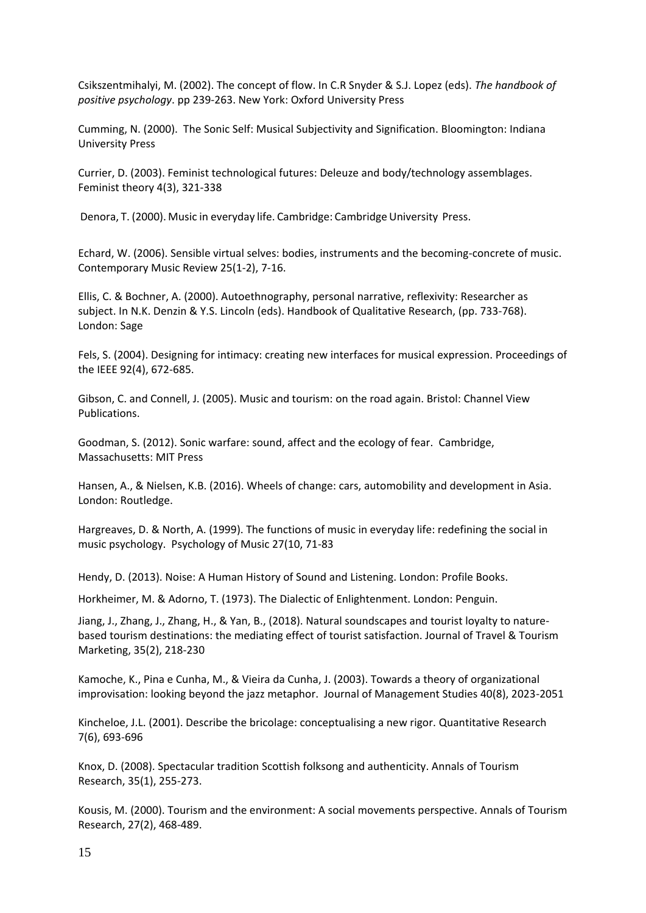Csikszentmihalyi, M. (2002). The concept of flow. In C.R Snyder & S.J. Lopez (eds). *The handbook of positive psychology*. pp 239-263. New York: Oxford University Press

Cumming, N. (2000). The Sonic Self: Musical Subjectivity and Signification. Bloomington: Indiana University Press

Currier, D. (2003). Feminist technological futures: Deleuze and body/technology assemblages. Feminist theory 4(3), 321-338

Denora, T. (2000). Music in everyday life. Cambridge: Cambridge University Press.

Echard, W. (2006). Sensible virtual selves: bodies, instruments and the becoming-concrete of music. Contemporary Music Review 25(1-2), 7-16.

Ellis, C. & Bochner, A. (2000). Autoethnography, personal narrative, reflexivity: Researcher as subject. In N.K. Denzin & Y.S. Lincoln (eds). Handbook of Qualitative Research, (pp. 733-768). London: Sage

Fels, S. (2004). Designing for intimacy: creating new interfaces for musical expression. Proceedings of the IEEE 92(4), 672-685.

Gibson, C. and Connell, J. (2005). Music and tourism: on the road again. Bristol: Channel View Publications.

Goodman, S. (2012). Sonic warfare: sound, affect and the ecology of fear. Cambridge, Massachusetts: MIT Press

Hansen, A., & Nielsen, K.B. (2016). Wheels of change: cars, automobility and development in Asia. London: Routledge.

Hargreaves, D. & North, A. (1999). The functions of music in everyday life: redefining the social in music psychology. Psychology of Music 27(10, 71-83

Hendy, D. (2013). Noise: A Human History of Sound and Listening. London: Profile Books.

Horkheimer, M. & Adorno, T. (1973). The Dialectic of Enlightenment. London: Penguin.

Jiang, J., Zhang, J., Zhang, H., & Yan, B., (2018). Natural soundscapes and tourist loyalty to nature-based tourism destinations: the mediating effect of tourist satisfaction. Journal of Travel & Tourism Marketing, 35(2), 218-230

Kamoche, K., Pina e Cunha, M., & Vieira da Cunha, J. (2003). Towards a theory of organizational improvisation: looking beyond the jazz metaphor. Journal of Management Studies 40(8), 2023-2051

Kincheloe, J.L. (2001). Describe the bricolage: conceptualising a new rigor. Quantitative Research 7(6), 693-696

Knox, D. (2008). Spectacular tradition Scottish folksong and authenticity. Annals of Tourism Research, 35(1), 255-273.

Kousis, M. (2000). Tourism and the environment: A social movements perspective. Annals of Tourism Research, 27(2), 468-489.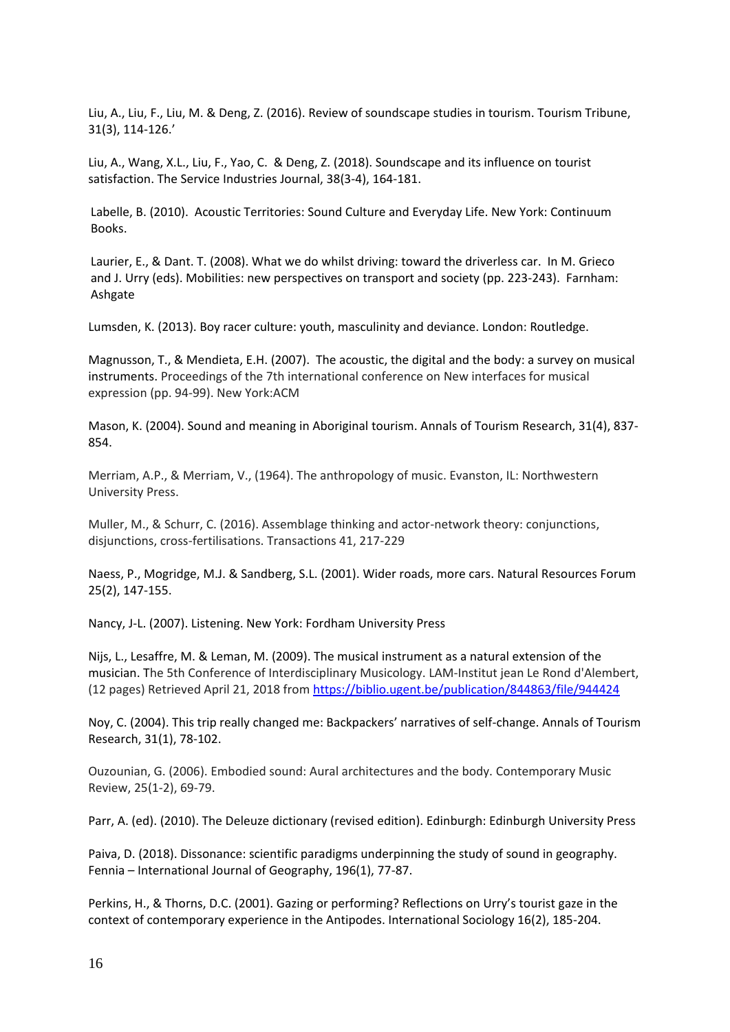Liu, A., Liu, F., Liu, M. & Deng, Z. (2016). Review of soundscape studies in tourism. Tourism Tribune, 31(3), 114-126.'

Liu, A., Wang, X.L., Liu, F., Yao, C. & Deng, Z. (2018). Soundscape and its influence on tourist satisfaction. The Service Industries Journal, 38(3-4), 164-181.

Labelle, B. (2010). Acoustic Territories: Sound Culture and Everyday Life. New York: Continuum Books.

Laurier, E., & Dant. T. (2008). What we do whilst driving: toward the driverless car. In M. Grieco and J. Urry (eds). Mobilities: new perspectives on transport and society (pp. 223-243). Farnham: Ashgate

Lumsden, K. (2013). Boy racer culture: youth, masculinity and deviance. London: Routledge.

Magnusson, T., & Mendieta, E.H. (2007). The acoustic, the digital and the body: a survey on musical instruments. Proceedings of the 7th international conference on New interfaces for musical expression (pp. 94-99). New York:ACM

Mason, K. (2004). Sound and meaning in Aboriginal tourism. Annals of Tourism Research, 31(4), 837-854.

Merriam, A.P., & Merriam, V., (1964). The anthropology of music. Evanston, IL: Northwestern University Press.

Muller, M., & Schurr, C. (2016). Assemblage thinking and actor-network theory: conjunctions, disjunctions, cross-fertilisations. Transactions 41, 217-229

Naess, P., Mogridge, M.J. & Sandberg, S.L. (2001). Wider roads, more cars. Natural Resources Forum 25(2), 147-155.

Nancy, J-L. (2007). Listening. New York: Fordham University Press

Nijs, L., Lesaffre, M. & Leman, M. (2009). The musical instrument as a natural extension of the musician. The 5th Conference of Interdisciplinary Musicology. LAM-Institut jean Le Rond d'Alembert, (12 pages) Retrieved April 21, 2018 from https://biblio.ugent.be/publication/844863/file/944424

Noy, C. (2004). This trip really changed me: Backpackers' narratives of self-change. Annals of Tourism Research, 31(1), 78-102.

Ouzounian, G. (2006). Embodied sound: Aural architectures and the body. Contemporary Music Review, 25(1-2), 69-79.

Parr, A. (ed). (2010). The Deleuze dictionary (revised edition). Edinburgh: Edinburgh University Press

Paiva, D. (2018). Dissonance: scientific paradigms underpinning the study of sound in geography. Fennia – International Journal of Geography, 196(1), 77-87.

Perkins, H., & Thorns, D.C. (2001). Gazing or performing? Reflections on Urry's tourist gaze in the context of contemporary experience in the Antipodes. International Sociology 16(2), 185-204.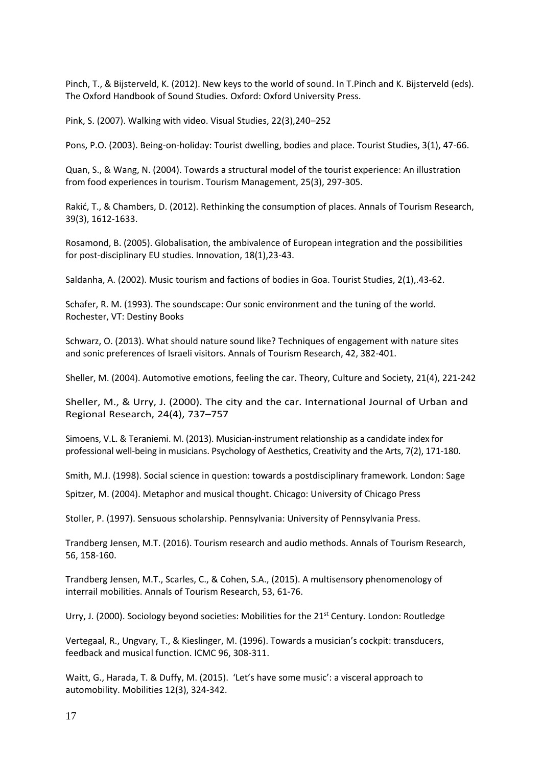Pinch, T., & Bijsterveld, K. (2012). New keys to the world of sound. In T.Pinch and K. Bijsterveld (eds). The Oxford Handbook of Sound Studies. Oxford: Oxford University Press.

Pink, S. (2007). Walking with video. Visual Studies, 22(3),240–252

Pons, P.O. (2003). Being-on-holiday: Tourist dwelling, bodies and place. Tourist Studies, 3(1), 47-66.

Quan, S., & Wang, N. (2004). Towards a structural model of the tourist experience: An illustration from food experiences in tourism. Tourism Management, 25(3), 297-305.

Rakić, T., & Chambers, D. (2012). Rethinking the consumption of places. Annals of Tourism Research, 39(3), 1612-1633.

Rosamond, B. (2005). Globalisation, the ambivalence of European integration and the possibilities for post-disciplinary EU studies. Innovation, 18(1),23-43.

Saldanha, A. (2002). Music tourism and factions of bodies in Goa. Tourist Studies, 2(1),.43-62.

Schafer, R. M. (1993). The soundscape: Our sonic environment and the tuning of the world. Rochester, VT: Destiny Books

Schwarz, O. (2013). What should nature sound like? Techniques of engagement with nature sites and sonic preferences of Israeli visitors. Annals of Tourism Research, 42, 382-401.

Sheller, M. (2004). Automotive emotions, feeling the car. Theory, Culture and Society, 21(4), 221-242

Sheller, M., & Urry, J. (2000). The city and the car. International Journal of Urban and Regional Research, 24(4), 737–757

Simoens, V.L. & Teraniemi. M. (2013). Musician-instrument relationship as a candidate index for professional well-being in musicians. Psychology of Aesthetics, Creativity and the Arts, 7(2), 171-180.

Smith, M.J. (1998). Social science in question: towards a postdisciplinary framework. London: Sage

Spitzer, M. (2004). Metaphor and musical thought. Chicago: University of Chicago Press

Stoller, P. (1997). Sensuous scholarship. Pennsylvania: University of Pennsylvania Press.

Trandberg Jensen, M.T. (2016). Tourism research and audio methods. Annals of Tourism Research, 56, 158-160.

Trandberg Jensen, M.T., Scarles, C., & Cohen, S.A., (2015). A multisensory phenomenology of interrail mobilities. Annals of Tourism Research, 53, 61-76.

Urry, J. (2000). Sociology beyond societies: Mobilities for the 21st Century. London: Routledge

Vertegaal, R., Ungvary, T., & Kieslinger, M. (1996). Towards a musician's cockpit: transducers, feedback and musical function. ICMC 96, 308-311.

Waitt, G., Harada, T. & Duffy, M. (2015). 'Let's have some music': a visceral approach to automobility. Mobilities 12(3), 324-342.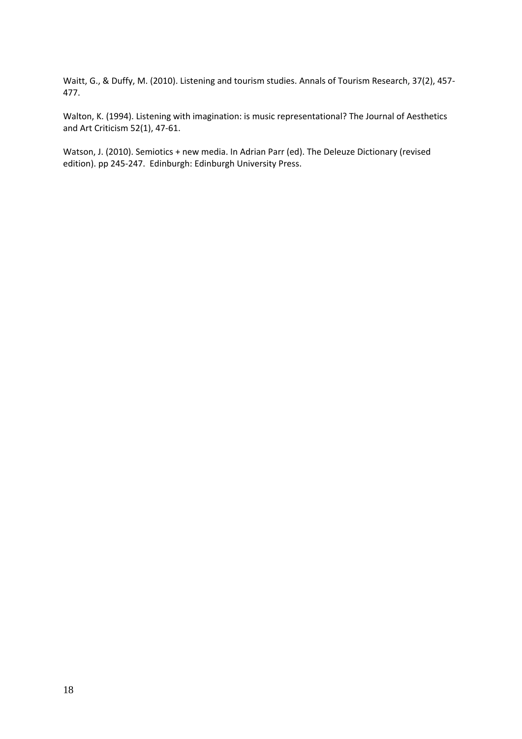Waitt, G., & Duffy, M. (2010). Listening and tourism studies. Annals of Tourism Research, 37(2), 457-477.

Walton, K. (1994). Listening with imagination: is music representational? The Journal of Aesthetics and Art Criticism 52(1), 47-61.

Watson, J. (2010). Semiotics + new media. In Adrian Parr (ed). The Deleuze Dictionary (revised edition). pp 245-247. Edinburgh: Edinburgh University Press.